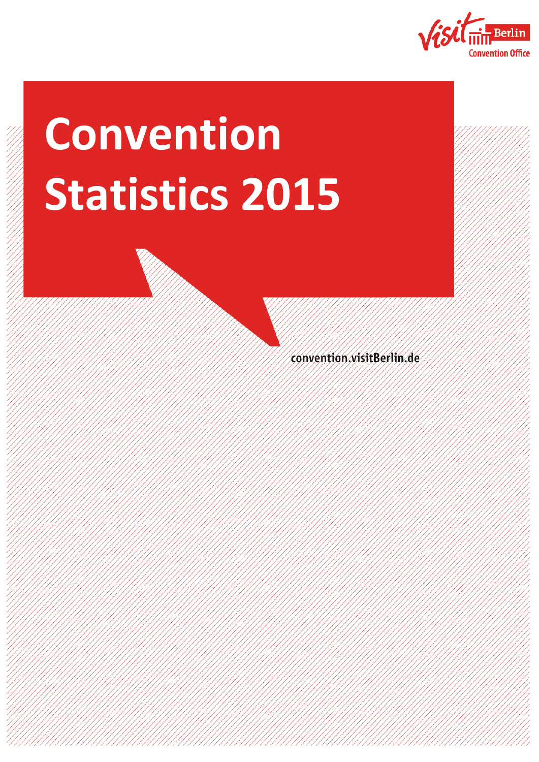visit Berlin Convention Office

# Convention Statistics 2015

convention.visitBerlin.de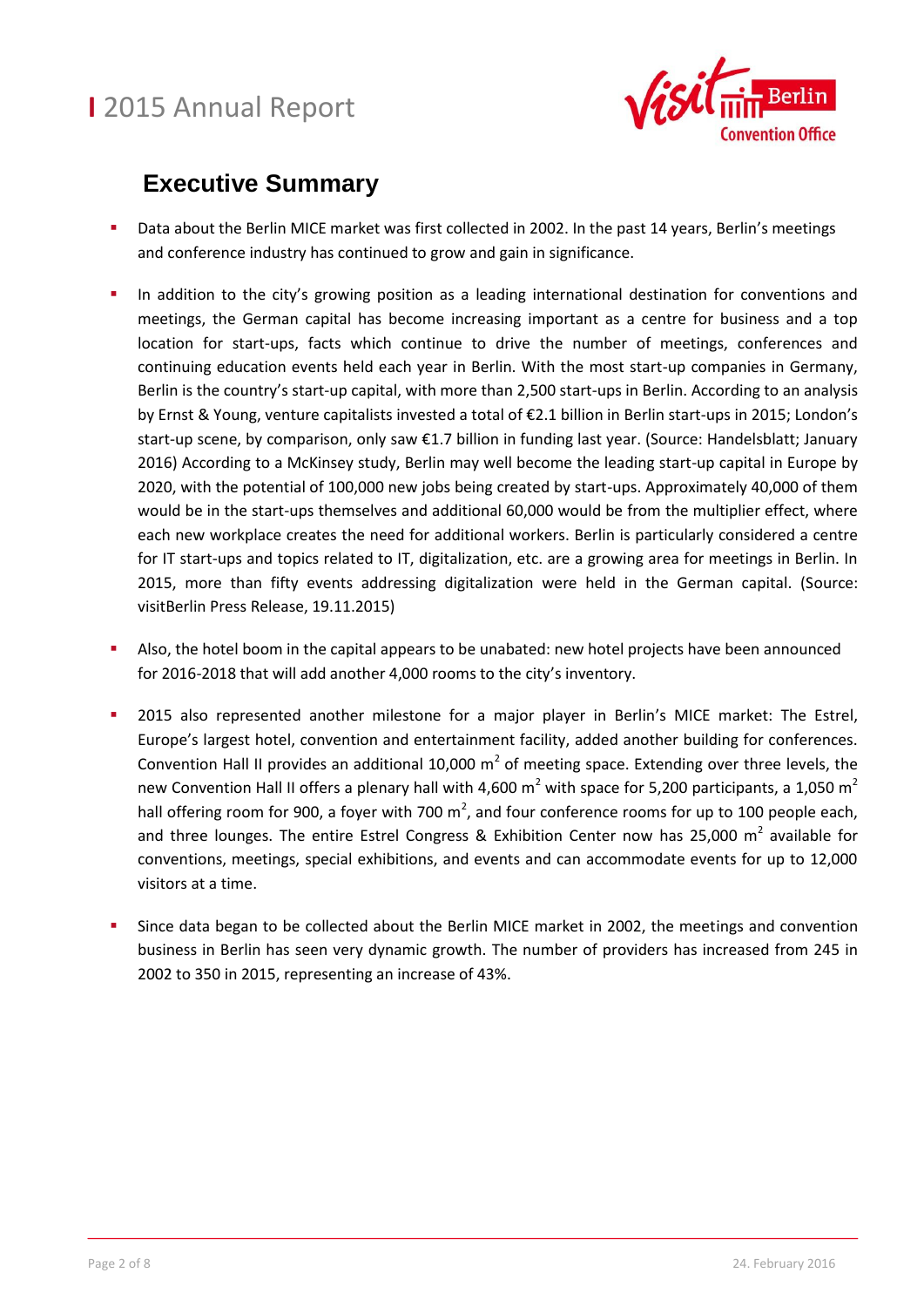## Executive Summary

- Data about the Berlin MICE market was first collected in 2002. In the past 14 years, Berlin's meetings and conference industry has continued to grow and gain in significance.
- In addition to the city's growing position as a leading international destination for conventions and meetings, the German capital has become increasing important as a centre for business and a top location for start-ups, facts which continue to drive the number of meetings, conferences and continuing education events held each year in Berlin. With the most start-up companies in Germany, Berlin is the country's start-up capital, with more than 2,500 start-ups in Berlin. According to an analysis by Ernst & Young, venture capitalists invested a total of €2.1 billion in Berlin start-ups in 2015; London's start-up scene, by comparison, only saw €1.7 billion in funding last year. (Source: Handelsblatt; January 2016) According to a McKinsey study, Berlin may well become the leading start-up capital in Europe by 2020, with the potential of 100,000 new jobs being created by start-ups. Approximately 40,000 of them would be in the start-ups themselves and additional 60,000 would be from the multiplier effect, where each new workplace creates the need for additional workers. Berlin is particularly considered a centre for IT start-ups and topics related to IT, digitalization, etc. are a growing area for meetings in Berlin. In 2015, more than fifty events addressing digitalization were held in the German capital. (Source: visitBerlin Press Release, 19.11.2015)
- Also, the hotel boom in the capital appears to be unabated: new hotel projects have been announced for 2016-2018 that will add another 4,000 rooms to the city's inventory.
- 2015 also represented another milestone for a major player in Berlin's MICE market: The Estrel, Europe's largest hotel, convention and entertainment facility, added another building for conferences. Convention Hall II provides an additional 10,000 $m^2$ of meeting space. Extending over three levels, the new Convention Hall II offers a plenary hall with 4,600 $m^2$ with space for 5,200 participants, a 1,050 $m^2$ hall offering room for 900, a foyer with 700 $m^2$, and four conference rooms for up to 100 people each, and three lounges. The entire Estrel Congress & Exhibition Center now has 25,000 $m^2$ available for conventions, meetings, special exhibitions, and events and can accommodate events for up to 12,000 visitors at a time.
- Since data began to be collected about the Berlin MICE market in 2002, the meetings and convention business in Berlin has seen very dynamic growth. The number of providers has increased from 245 in 2002 to 350 in 2015, representing an increase of 43%.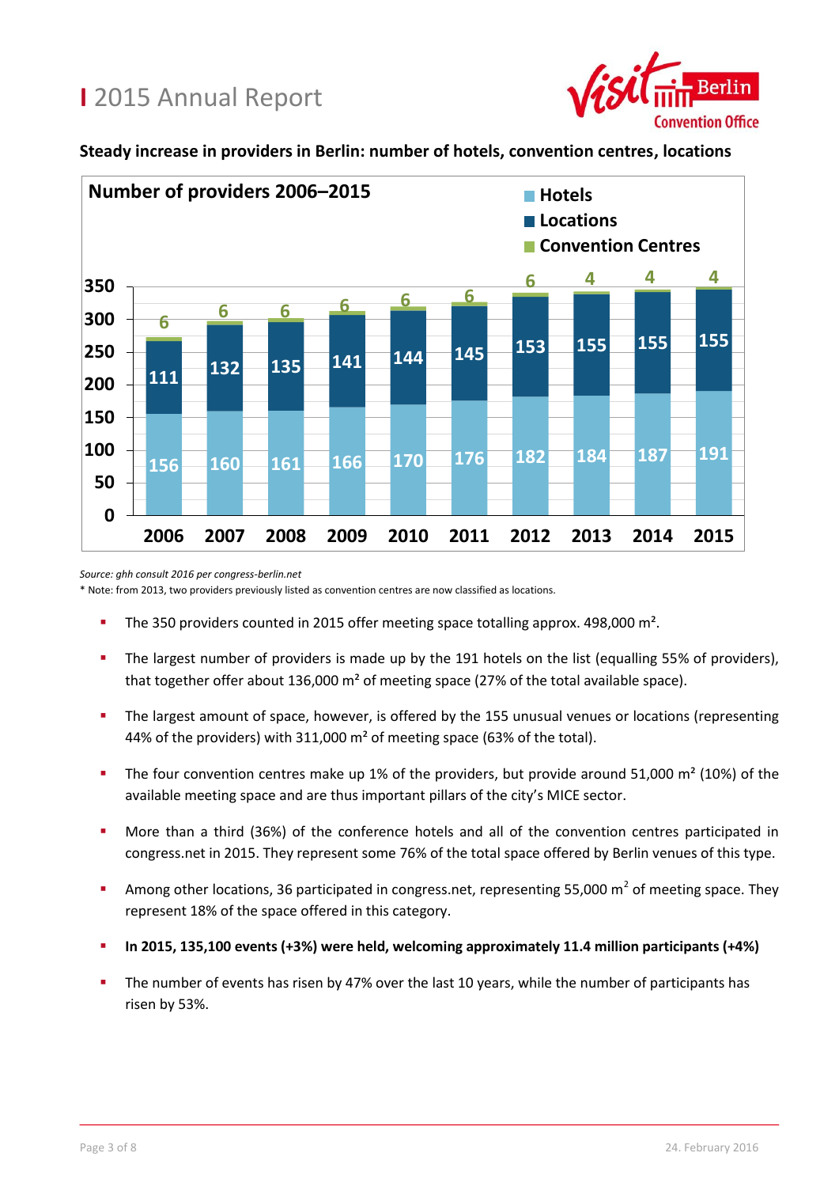# 2015 Annual Report

**Steady increase in providers in Berlin: number of hotels, convention centres, locations**

**Number of providers 2006–2015**

| Year | Hotels | Locations | Convention Centres |
|---|---|---|---|
| 2006 | 156 | 111 | 6 |
| 2007 | 160 | 132 | 6 |
| 2008 | 161 | 135 | 6 |
| 2009 | 166 | 141 | 6 |
| 2010 | 170 | 144 | 6 |
| 2011 | 176 | 145 | 6 |
| 2012 | 182 | 153 | 6 |
| 2013 | 184 | 155 | 4 |
| 2014 | 187 | 155 | 4 |
| 2015 | 191 | 155 | 4 |

*Source: ghh consult 2016 per congress-berlin.net*

\* Note: from 2013, two providers previously listed as convention centres are now classified as locations.

- The 350 providers counted in 2015 offer meeting space totalling approx. 498,000 m².
- The largest number of providers is made up by the 191 hotels on the list (equalling 55% of providers), that together offer about 136,000 m² of meeting space (27% of the total available space).
- The largest amount of space, however, is offered by the 155 unusual venues or locations (representing 44% of the providers) with 311,000 m² of meeting space (63% of the total).
- The four convention centres make up 1% of the providers, but provide around 51,000 m² (10%) of the available meeting space and are thus important pillars of the city's MICE sector.
- More than a third (36%) of the conference hotels and all of the convention centres participated in congress.net in 2015. They represent some 76% of the total space offered by Berlin venues of this type.
- Among other locations, 36 participated in congress.net, representing 55,000 m² of meeting space. They represent 18% of the space offered in this category.
- **In 2015, 135,100 events (+3%) were held, welcoming approximately 11.4 million participants (+4%)**
- The number of events has risen by 47% over the last 10 years, while the number of participants has risen by 53%.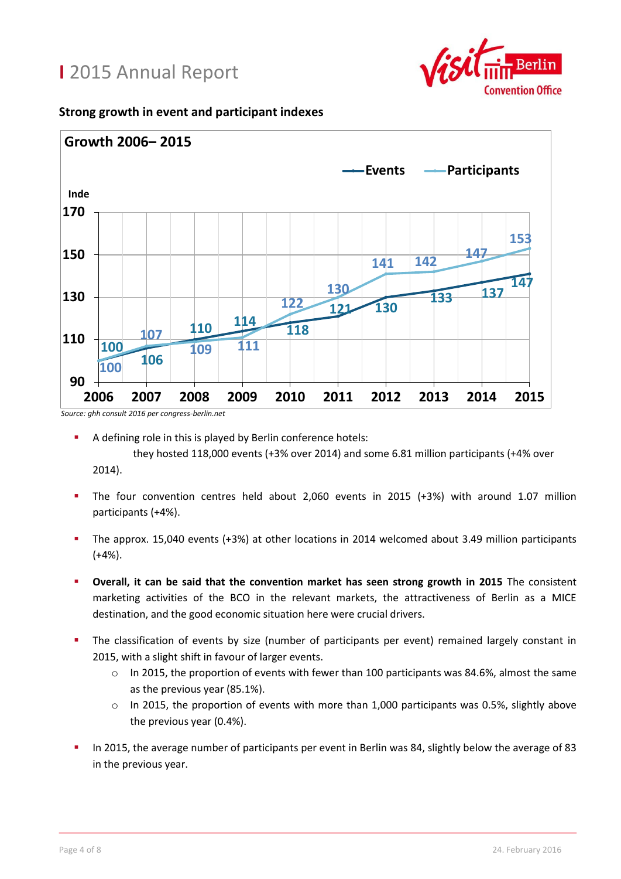## Strong growth in event and participant indexes

**Growth 2006– 2015**

| Year | Events | Participants |
|---|---|---|
| 2006 | 100 | 100 |
| 2007 | 106 | 107 |
| 2008 | 110 | 109 |
| 2009 | 114 | 111 |
| 2010 | 118 | 122 |
| 2011 | 121 | 130 |
| 2012 | 130 | 141 |
| 2013 | 133 | 142 |
| 2014 | 137 | 147 |
| 2015 | 147 | 153 |

*Source: ghh consult 2016 per congress-berlin.net*

- A defining role in this is played by Berlin conference hotels: they hosted 118,000 events (+3% over 2014) and some 6.81 million participants (+4% over 2014).
- The four convention centres held about 2,060 events in 2015 (+3%) with around 1.07 million participants (+4%).
- The approx. 15,040 events (+3%) at other locations in 2014 welcomed about 3.49 million participants (+4%).
- **Overall, it can be said that the convention market has seen strong growth in 2015** The consistent marketing activities of the BCO in the relevant markets, the attractiveness of Berlin as a MICE destination, and the good economic situation here were crucial drivers.
- The classification of events by size (number of participants per event) remained largely constant in 2015, with a slight shift in favour of larger events.
  - In 2015, the proportion of events with fewer than 100 participants was 84.6%, almost the same as the previous year (85.1%).
  - In 2015, the proportion of events with more than 1,000 participants was 0.5%, slightly above the previous year (0.4%).
- In 2015, the average number of participants per event in Berlin was 84, slightly below the average of 83 in the previous year.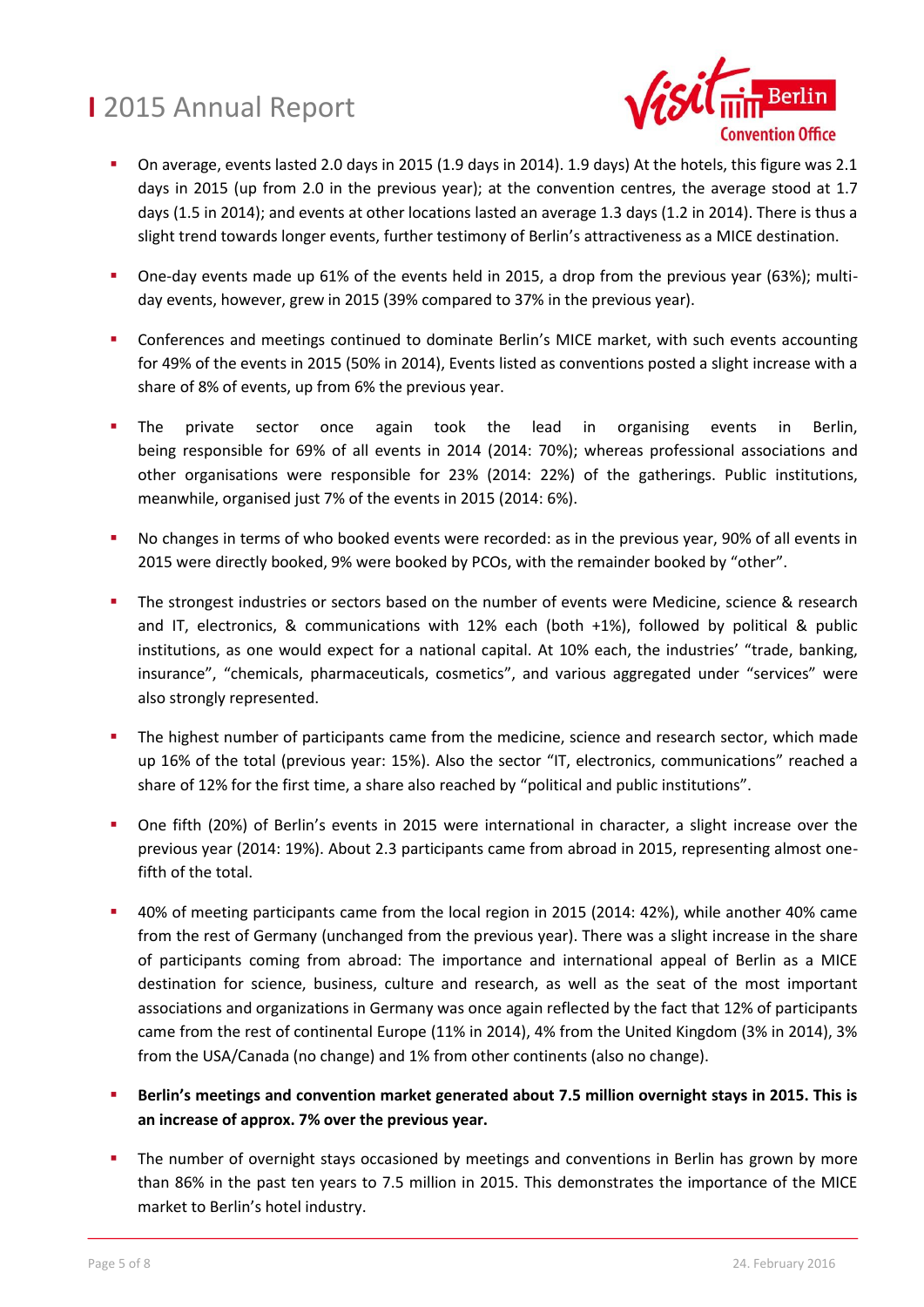- On average, events lasted 2.0 days in 2015 (1.9 days in 2014). 1.9 days) At the hotels, this figure was 2.1 days in 2015 (up from 2.0 in the previous year); at the convention centres, the average stood at 1.7 days (1.5 in 2014); and events at other locations lasted an average 1.3 days (1.2 in 2014). There is thus a slight trend towards longer events, further testimony of Berlin's attractiveness as a MICE destination.

- One-day events made up 61% of the events held in 2015, a drop from the previous year (63%); multi-day events, however, grew in 2015 (39% compared to 37% in the previous year).

- Conferences and meetings continued to dominate Berlin's MICE market, with such events accounting for 49% of the events in 2015 (50% in 2014), Events listed as conventions posted a slight increase with a share of 8% of events, up from 6% the previous year.

- The private sector once again took the lead in organising events in Berlin, being responsible for 69% of all events in 2014 (2014: 70%); whereas professional associations and other organisations were responsible for 23% (2014: 22%) of the gatherings. Public institutions, meanwhile, organised just 7% of the events in 2015 (2014: 6%).

- No changes in terms of who booked events were recorded: as in the previous year, 90% of all events in 2015 were directly booked, 9% were booked by PCOs, with the remainder booked by "other".

- The strongest industries or sectors based on the number of events were Medicine, science & research and IT, electronics, & communications with 12% each (both +1%), followed by political & public institutions, as one would expect for a national capital. At 10% each, the industries' "trade, banking, insurance", "chemicals, pharmaceuticals, cosmetics", and various aggregated under "services" were also strongly represented.

- The highest number of participants came from the medicine, science and research sector, which made up 16% of the total (previous year: 15%). Also the sector "IT, electronics, communications" reached a share of 12% for the first time, a share also reached by "political and public institutions".

- One fifth (20%) of Berlin's events in 2015 were international in character, a slight increase over the previous year (2014: 19%). About 2.3 participants came from abroad in 2015, representing almost one-fifth of the total.

- 40% of meeting participants came from the local region in 2015 (2014: 42%), while another 40% came from the rest of Germany (unchanged from the previous year). There was a slight increase in the share of participants coming from abroad: The importance and international appeal of Berlin as a MICE destination for science, business, culture and research, as well as the seat of the most important associations and organizations in Germany was once again reflected by the fact that 12% of participants came from the rest of continental Europe (11% in 2014), 4% from the United Kingdom (3% in 2014), 3% from the USA/Canada (no change) and 1% from other continents (also no change).

- **Berlin's meetings and convention market generated about 7.5 million overnight stays in 2015. This is an increase of approx. 7% over the previous year.**

- The number of overnight stays occasioned by meetings and conventions in Berlin has grown by more than 86% in the past ten years to 7.5 million in 2015. This demonstrates the importance of the MICE market to Berlin's hotel industry.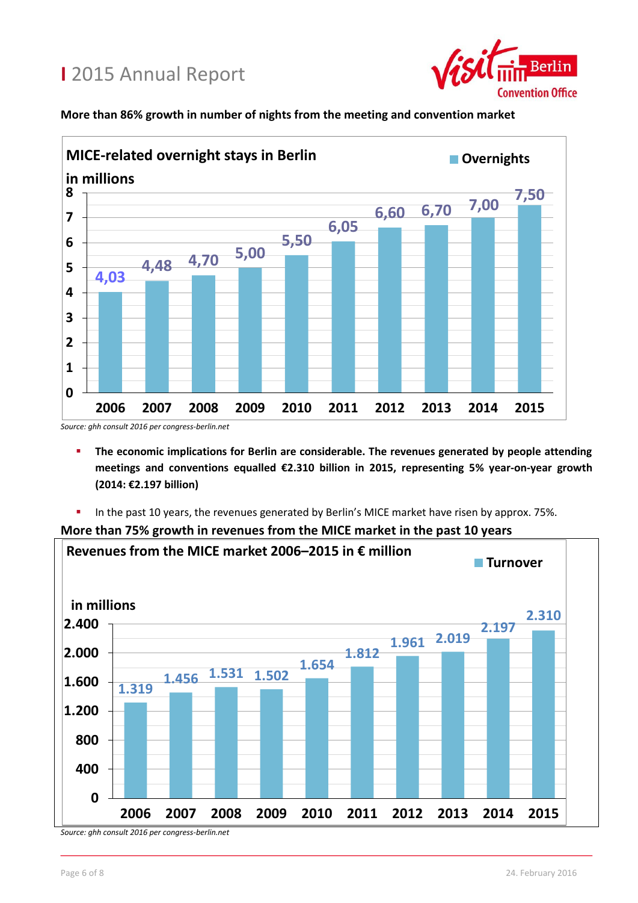More than 86% growth in number of nights from the meeting and convention market

**MICE-related overnight stays in Berlin**

in millions

| Year | Overnights |
|---|---|
| 2006 | 4,03 |
| 2007 | 4,48 |
| 2008 | 4,70 |
| 2009 | 5,00 |
| 2010 | 5,50 |
| 2011 | 6,05 |
| 2012 | 6,60 |
| 2013 | 6,70 |
| 2014 | 7,00 |
| 2015 | 7,50 |

*Source: ghh consult 2016 per congress-berlin.net*

- **The economic implications for Berlin are considerable. The revenues generated by people attending meetings and conventions equalled €2.310 billion in 2015, representing 5% year-on-year growth (2014: €2.197 billion)**
- In the past 10 years, the revenues generated by Berlin's MICE market have risen by approx. 75%.

**More than 75% growth in revenues from the MICE market in the past 10 years**

**Revenues from the MICE market 2006–2015 in € million**

in millions

| Year | Turnover |
|---|---|
| 2006 | 1.319 |
| 2007 | 1.456 |
| 2008 | 1.531 |
| 2009 | 1.502 |
| 2010 | 1.654 |
| 2011 | 1.812 |
| 2012 | 1.961 |
| 2013 | 2.019 |
| 2014 | 2.197 |
| 2015 | 2.310 |

*Source: ghh consult 2016 per congress-berlin.net*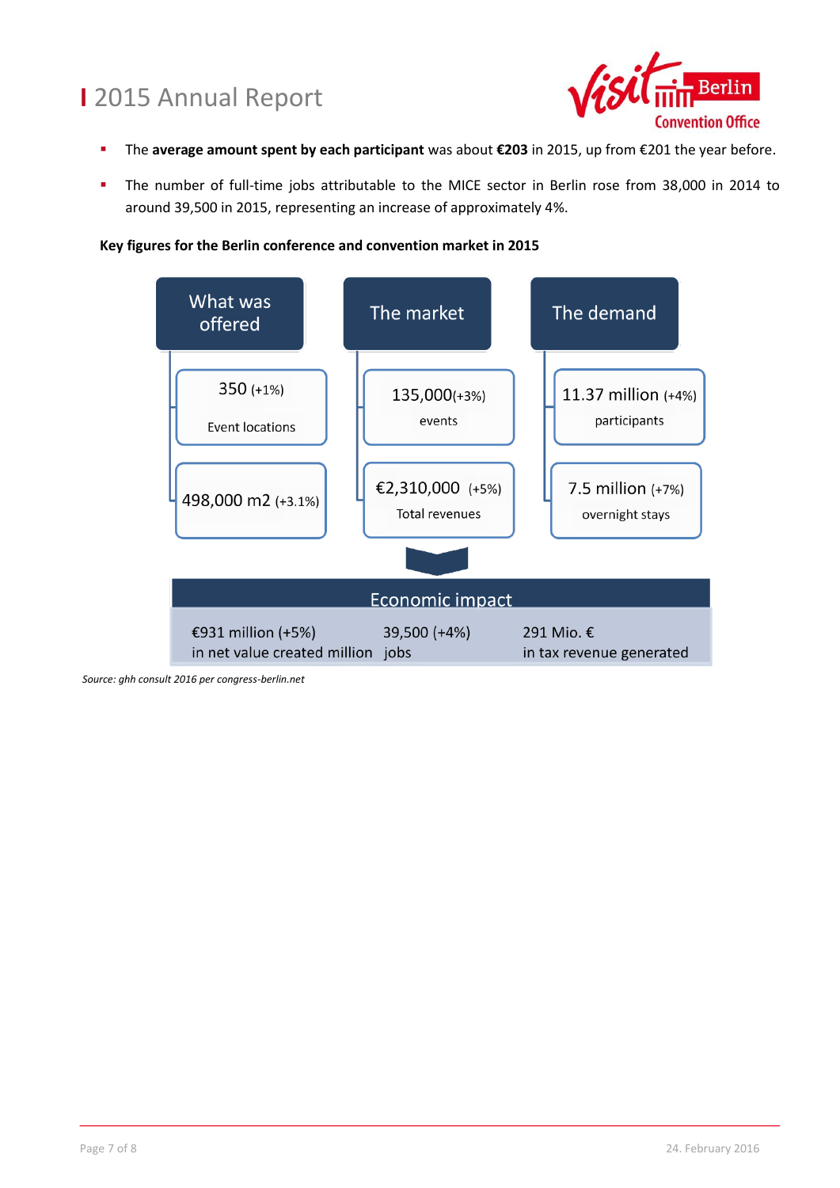- The **average amount spent by each participant** was about **€203** in 2015, up from €201 the year before.
- The number of full-time jobs attributable to the MICE sector in Berlin rose from 38,000 in 2014 to around 39,500 in 2015, representing an increase of approximately 4%.

**Key figures for the Berlin conference and convention market in 2015**

| What was offered | The market | The demand |
|---|---|---|
| 350 (+1%) Event locations | 135,000(+3%) events | 11.37 million (+4%) participants |
| 498,000 m2 (+3.1%) | €2,310,000 (+5%) Total revenues | 7.5 million (+7%) overnight stays |

**Economic impact**

| | | |
|---|---|---|
| €931 million (+5%) in net value created million | 39,500 (+4%) jobs | 291 Mio. € in tax revenue generated |

*Source: ghh consult 2016 per congress-berlin.net*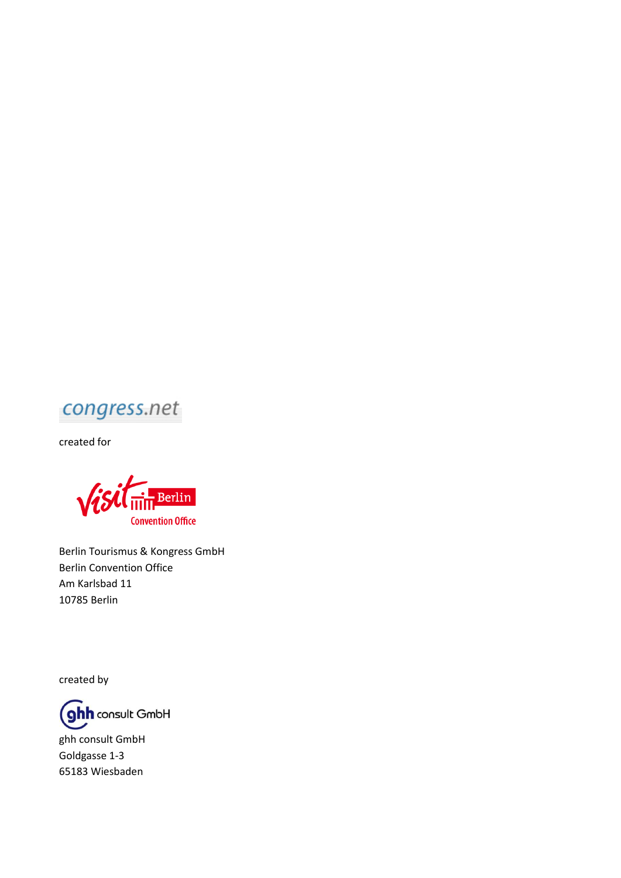congress.net

created for

Visit Berlin
Convention Office

Berlin Tourismus & Kongress GmbH
Berlin Convention Office
Am Karlsbad 11
10785 Berlin

created by

ghh consult GmbH

ghh consult GmbH
Goldgasse 1-3
65183 Wiesbaden